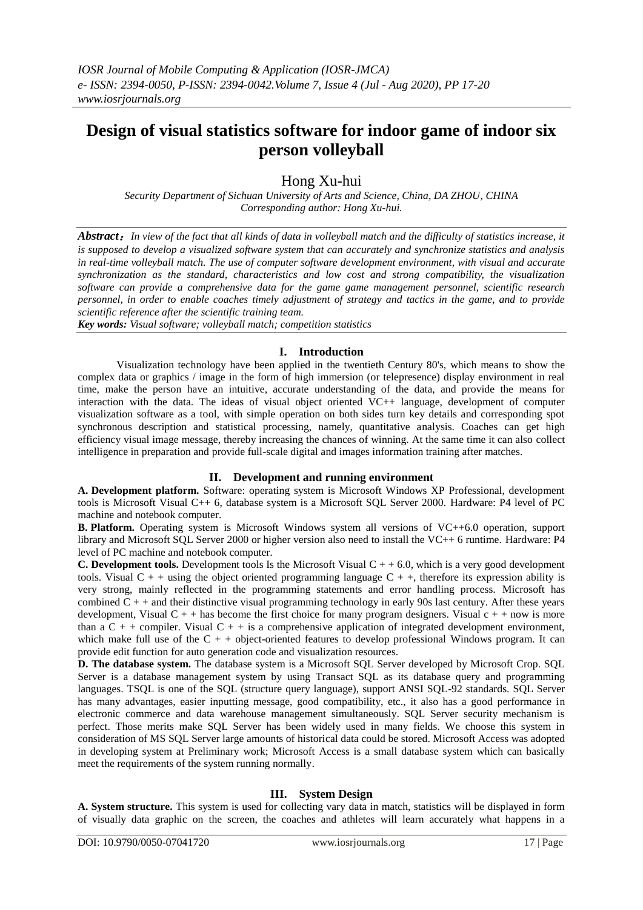# Design of visual statistics software for indoor game of indoor six person volleyball

Hong Xu-hui

*Security Department of Sichuan University of Arts and Science, China, DA ZHOU, CHINA*
*Corresponding author: Hong Xu-hui.*

***Abstract***：*In view of the fact that all kinds of data in volleyball match and the difficulty of statistics increase, it is supposed to develop a visualized software system that can accurately and synchronize statistics and analysis in real-time volleyball match. The use of computer software development environment, with visual and accurate synchronization as the standard, characteristics and low cost and strong compatibility, the visualization software can provide a comprehensive data for the game game management personnel, scientific research personnel, in order to enable coaches timely adjustment of strategy and tactics in the game, and to provide scientific reference after the scientific training team.*

***Key words:*** *Visual software; volleyball match; competition statistics*

## I. Introduction

Visualization technology have been applied in the twentieth Century 80's, which means to show the complex data or graphics / image in the form of high immersion (or telepresence) display environment in real time, make the person have an intuitive, accurate understanding of the data, and provide the means for interaction with the data. The ideas of visual object oriented VC++ language, development of computer visualization software as a tool, with simple operation on both sides turn key details and corresponding spot synchronous description and statistical processing, namely, quantitative analysis. Coaches can get high efficiency visual image message, thereby increasing the chances of winning. At the same time it can also collect intelligence in preparation and provide full-scale digital and images information training after matches.

## II. Development and running environment

**A. Development platform.** Software: operating system is Microsoft Windows XP Professional, development tools is Microsoft Visual C++ 6, database system is a Microsoft SQL Server 2000. Hardware: P4 level of PC machine and notebook computer.

**B. Platform.** Operating system is Microsoft Windows system all versions of VC++6.0 operation, support library and Microsoft SQL Server 2000 or higher version also need to install the VC++ 6 runtime. Hardware: P4 level of PC machine and notebook computer.

**C. Development tools.** Development tools Is the Microsoft Visual C + + 6.0, which is a very good development tools. Visual C + + using the object oriented programming language C + +, therefore its expression ability is very strong, mainly reflected in the programming statements and error handling process. Microsoft has combined C + + and their distinctive visual programming technology in early 90s last century. After these years development, Visual C + + has become the first choice for many program designers. Visual c + + now is more than a C + + compiler. Visual C + + is a comprehensive application of integrated development environment, which make full use of the C + + object-oriented features to develop professional Windows program. It can provide edit function for auto generation code and visualization resources.

**D. The database system.** The database system is a Microsoft SQL Server developed by Microsoft Crop. SQL Server is a database management system by using Transact SQL as its database query and programming languages. TSQL is one of the SQL (structure query language), support ANSI SQL-92 standards. SQL Server has many advantages, easier inputting message, good compatibility, etc., it also has a good performance in electronic commerce and data warehouse management simultaneously. SQL Server security mechanism is perfect. Those merits make SQL Server has been widely used in many fields. We choose this system in consideration of MS SQL Server large amounts of historical data could be stored. Microsoft Access was adopted in developing system at Preliminary work; Microsoft Access is a small database system which can basically meet the requirements of the system running normally.

## III. System Design

**A. System structure.** This system is used for collecting vary data in match, statistics will be displayed in form of visually data graphic on the screen, the coaches and athletes will learn accurately what happens in a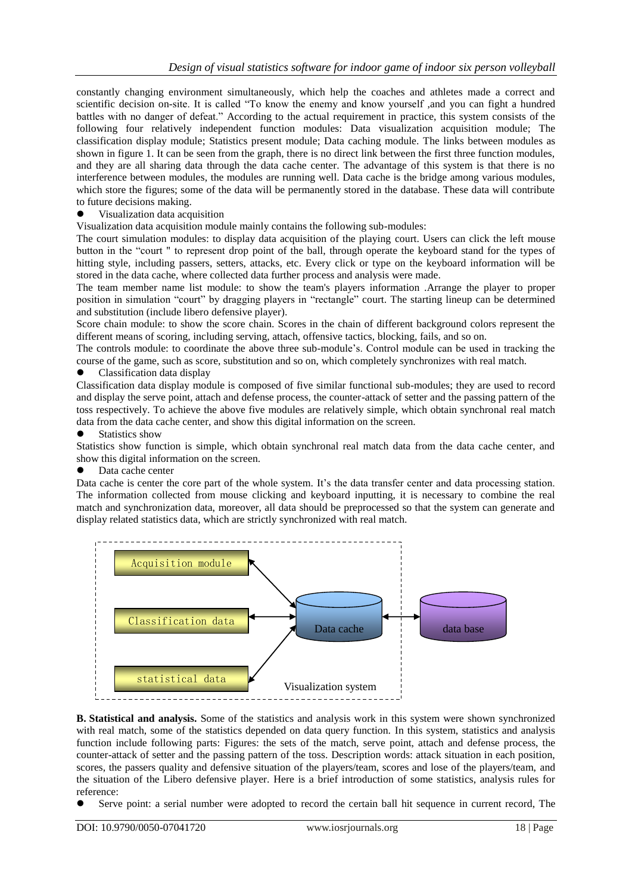constantly changing environment simultaneously, which help the coaches and athletes made a correct and scientific decision on-site. It is called "To know the enemy and know yourself ,and you can fight a hundred battles with no danger of defeat." According to the actual requirement in practice, this system consists of the following four relatively independent function modules: Data visualization acquisition module; The classification display module; Statistics present module; Data caching module. The links between modules as shown in figure 1. It can be seen from the graph, there is no direct link between the first three function modules, and they are all sharing data through the data cache center. The advantage of this system is that there is no interference between modules, the modules are running well. Data cache is the bridge among various modules, which store the figures; some of the data will be permanently stored in the database. These data will contribute to future decisions making.

- Visualization data acquisition

Visualization data acquisition module mainly contains the following sub-modules:

The court simulation modules: to display data acquisition of the playing court. Users can click the left mouse button in the "court " to represent drop point of the ball, through operate the keyboard stand for the types of hitting style, including passers, setters, attacks, etc. Every click or type on the keyboard information will be stored in the data cache, where collected data further process and analysis were made.

The team member name list module: to show the team's players information .Arrange the player to proper position in simulation "court" by dragging players in "rectangle" court. The starting lineup can be determined and substitution (include libero defensive player).

Score chain module: to show the score chain. Scores in the chain of different background colors represent the different means of scoring, including serving, attach, offensive tactics, blocking, fails, and so on.

The controls module: to coordinate the above three sub-module's. Control module can be used in tracking the course of the game, such as score, substitution and so on, which completely synchronizes with real match.

- Classification data display

Classification data display module is composed of five similar functional sub-modules; they are used to record and display the serve point, attach and defense process, the counter-attack of setter and the passing pattern of the toss respectively. To achieve the above five modules are relatively simple, which obtain synchronal real match data from the data cache center, and show this digital information on the screen.

- Statistics show

Statistics show function is simple, which obtain synchronal real match data from the data cache center, and show this digital information on the screen.

- Data cache center

Data cache is center the core part of the whole system. It's the data transfer center and data processing station. The information collected from mouse clicking and keyboard inputting, it is necessary to combine the real match and synchronization data, moreover, all data should be preprocessed so that the system can generate and display related statistics data, which are strictly synchronized with real match.

Acquisition module | Classification data | statistical data | Data cache | data base | Visualization system

**B. Statistical and analysis.** Some of the statistics and analysis work in this system were shown synchronized with real match, some of the statistics depended on data query function. In this system, statistics and analysis function include following parts: Figures: the sets of the match, serve point, attach and defense process, the counter-attack of setter and the passing pattern of the toss. Description words: attack situation in each position, scores, the passers quality and defensive situation of the players/team, scores and lose of the players/team, and the situation of the Libero defensive player. Here is a brief introduction of some statistics, analysis rules for reference:

- Serve point: a serial number were adopted to record the certain ball hit sequence in current record, The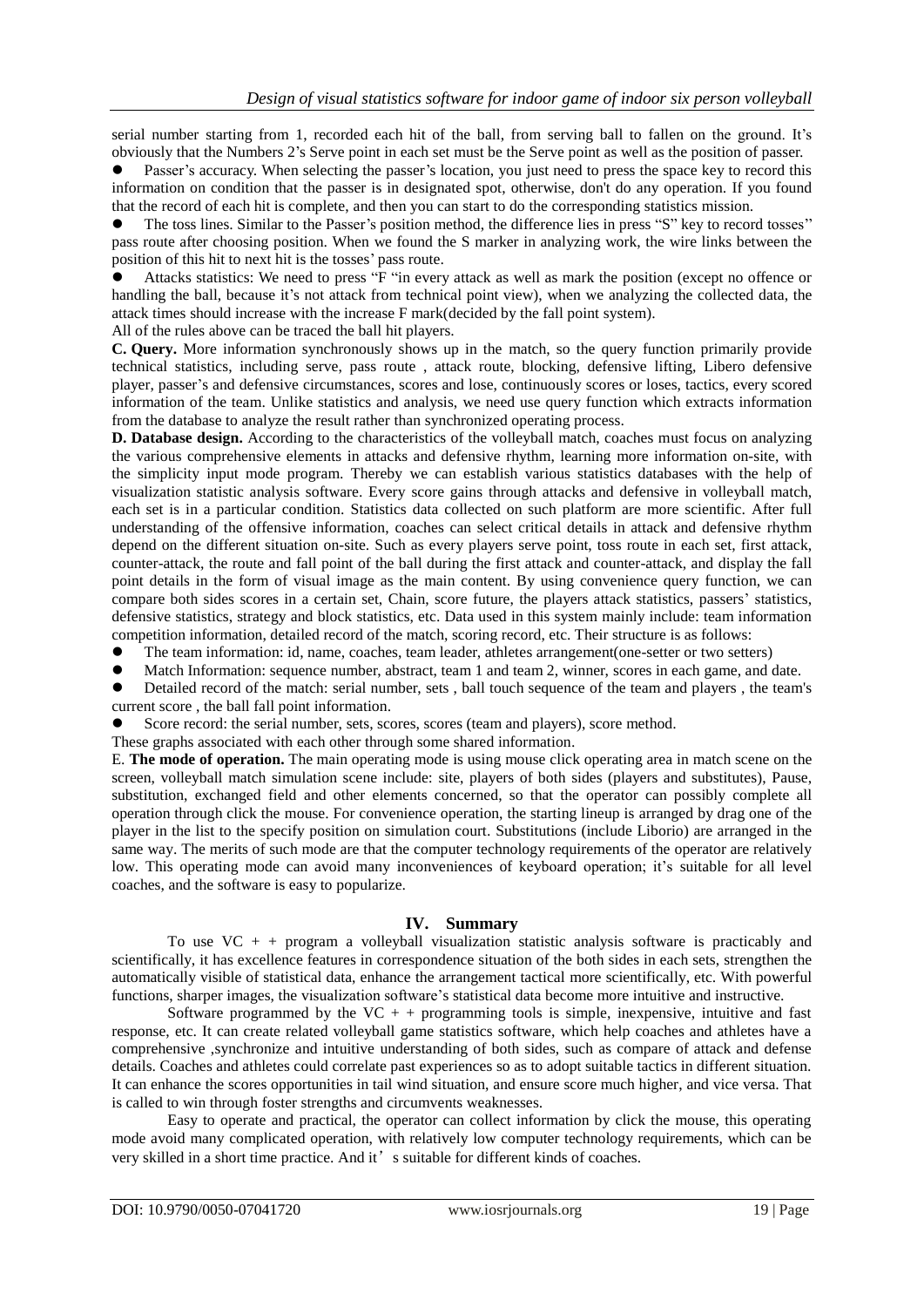serial number starting from 1, recorded each hit of the ball, from serving ball to fallen on the ground. It's obviously that the Numbers 2's Serve point in each set must be the Serve point as well as the position of passer.

- Passer's accuracy. When selecting the passer's location, you just need to press the space key to record this information on condition that the passer is in designated spot, otherwise, don't do any operation. If you found that the record of each hit is complete, and then you can start to do the corresponding statistics mission.
- The toss lines. Similar to the Passer's position method, the difference lies in press "S" key to record tosses" pass route after choosing position. When we found the S marker in analyzing work, the wire links between the position of this hit to next hit is the tosses' pass route.
- Attacks statistics: We need to press "F "in every attack as well as mark the position (except no offence or handling the ball, because it's not attack from technical point view), when we analyzing the collected data, the attack times should increase with the increase F mark(decided by the fall point system).

All of the rules above can be traced the ball hit players.

**C. Query.** More information synchronously shows up in the match, so the query function primarily provide technical statistics, including serve, pass route , attack route, blocking, defensive lifting, Libero defensive player, passer's and defensive circumstances, scores and lose, continuously scores or loses, tactics, every scored information of the team. Unlike statistics and analysis, we need use query function which extracts information from the database to analyze the result rather than synchronized operating process.

**D. Database design.** According to the characteristics of the volleyball match, coaches must focus on analyzing the various comprehensive elements in attacks and defensive rhythm, learning more information on-site, with the simplicity input mode program. Thereby we can establish various statistics databases with the help of visualization statistic analysis software. Every score gains through attacks and defensive in volleyball match, each set is in a particular condition. Statistics data collected on such platform are more scientific. After full understanding of the offensive information, coaches can select critical details in attack and defensive rhythm depend on the different situation on-site. Such as every players serve point, toss route in each set, first attack, counter-attack, the route and fall point of the ball during the first attack and counter-attack, and display the fall point details in the form of visual image as the main content. By using convenience query function, we can compare both sides scores in a certain set, Chain, score future, the players attack statistics, passers' statistics, defensive statistics, strategy and block statistics, etc. Data used in this system mainly include: team information competition information, detailed record of the match, scoring record, etc. Their structure is as follows:

- The team information: id, name, coaches, team leader, athletes arrangement(one-setter or two setters)
- Match Information: sequence number, abstract, team 1 and team 2, winner, scores in each game, and date.
- Detailed record of the match: serial number, sets , ball touch sequence of the team and players , the team's current score , the ball fall point information.
- Score record: the serial number, sets, scores, scores (team and players), score method.

These graphs associated with each other through some shared information.

E. **The mode of operation.** The main operating mode is using mouse click operating area in match scene on the screen, volleyball match simulation scene include: site, players of both sides (players and substitutes), Pause, substitution, exchanged field and other elements concerned, so that the operator can possibly complete all operation through click the mouse. For convenience operation, the starting lineup is arranged by drag one of the player in the list to the specify position on simulation court. Substitutions (include Liborio) are arranged in the same way. The merits of such mode are that the computer technology requirements of the operator are relatively low. This operating mode can avoid many inconveniences of keyboard operation; it's suitable for all level coaches, and the software is easy to popularize.

## IV. Summary

To use VC + + program a volleyball visualization statistic analysis software is practicably and scientifically, it has excellence features in correspondence situation of the both sides in each sets, strengthen the automatically visible of statistical data, enhance the arrangement tactical more scientifically, etc. With powerful functions, sharper images, the visualization software's statistical data become more intuitive and instructive.

Software programmed by the VC + + programming tools is simple, inexpensive, intuitive and fast response, etc. It can create related volleyball game statistics software, which help coaches and athletes have a comprehensive ,synchronize and intuitive understanding of both sides, such as compare of attack and defense details. Coaches and athletes could correlate past experiences so as to adopt suitable tactics in different situation. It can enhance the scores opportunities in tail wind situation, and ensure score much higher, and vice versa. That is called to win through foster strengths and circumvents weaknesses.

Easy to operate and practical, the operator can collect information by click the mouse, this operating mode avoid many complicated operation, with relatively low computer technology requirements, which can be very skilled in a short time practice. And it' s suitable for different kinds of coaches.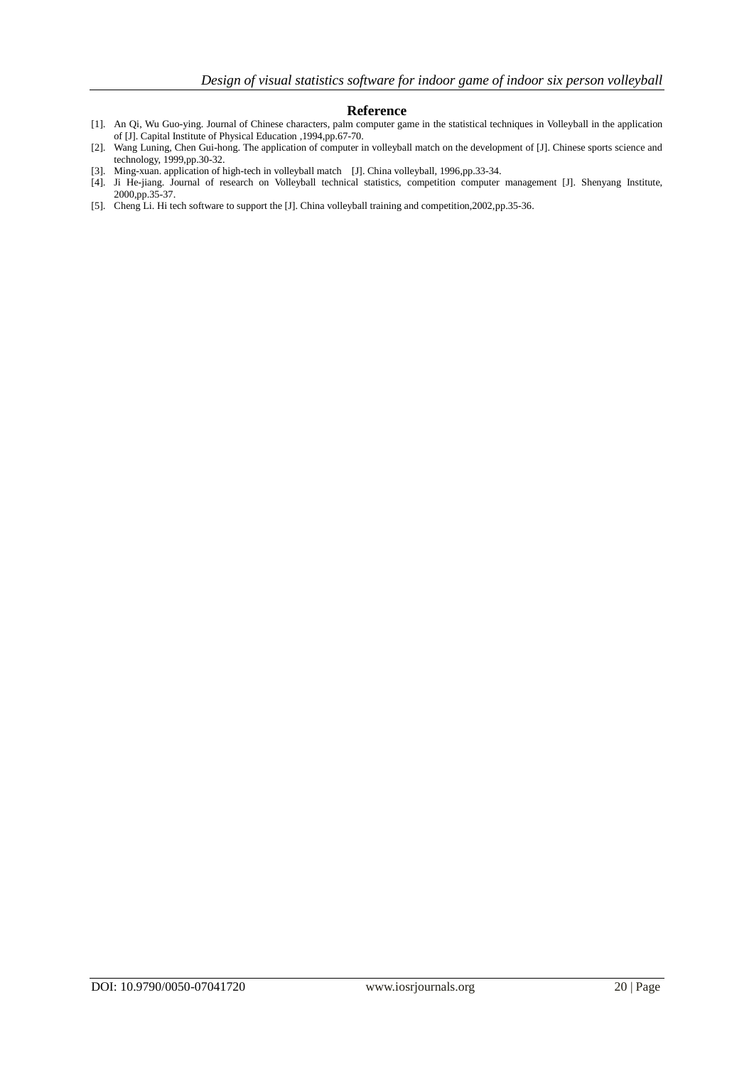## Reference

[1]. An Qi, Wu Guo-ying. Journal of Chinese characters, palm computer game in the statistical techniques in Volleyball in the application of [J]. Capital Institute of Physical Education ,1994,pp.67-70.
[2]. Wang Luning, Chen Gui-hong. The application of computer in volleyball match on the development of [J]. Chinese sports science and technology, 1999,pp.30-32.
[3]. Ming-xuan. application of high-tech in volleyball match [J]. China volleyball, 1996,pp.33-34.
[4]. Ji He-jiang. Journal of research on Volleyball technical statistics, competition computer management [J]. Shenyang Institute, 2000,pp.35-37.
[5]. Cheng Li. Hi tech software to support the [J]. China volleyball training and competition,2002,pp.35-36.